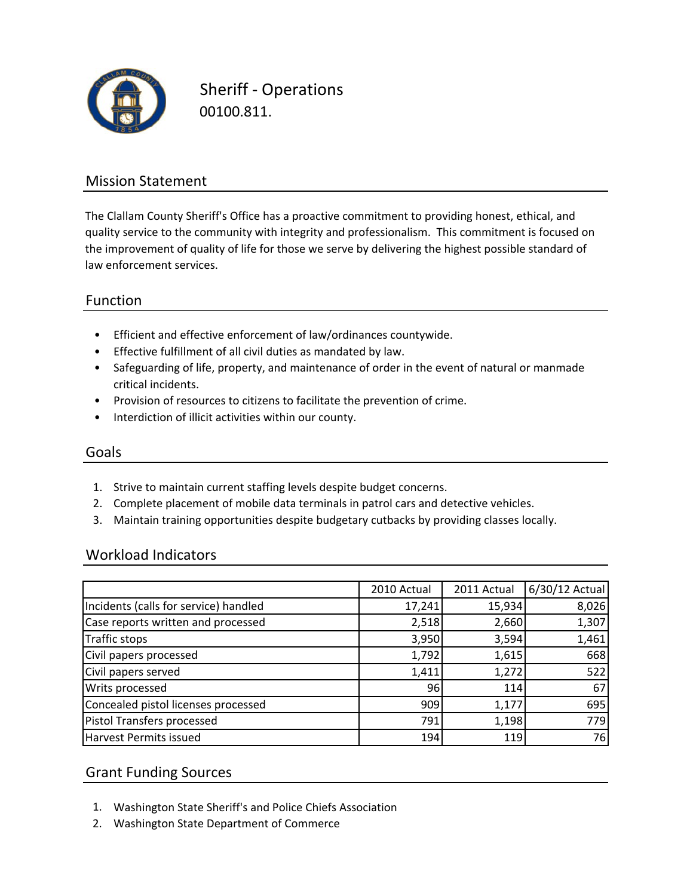# Sheriff - Operations

00100.811.

## Mission Statement

The Clallam County Sheriff's Office has a proactive commitment to providing honest, ethical, and quality service to the community with integrity and professionalism. This commitment is focused on the improvement of quality of life for those we serve by delivering the highest possible standard of law enforcement services.

## Function

- Efficient and effective enforcement of law/ordinances countywide.
- Effective fulfillment of all civil duties as mandated by law.
- Safeguarding of life, property, and maintenance of order in the event of natural or manmade critical incidents.
- Provision of resources to citizens to facilitate the prevention of crime.
- Interdiction of illicit activities within our county.

## Goals

1. Strive to maintain current staffing levels despite budget concerns.
2. Complete placement of mobile data terminals in patrol cars and detective vehicles.
3. Maintain training opportunities despite budgetary cutbacks by providing classes locally.

## Workload Indicators

| | 2010 Actual | 2011 Actual | 6/30/12 Actual |
|---|---|---|---|
| Incidents (calls for service) handled | 17,241 | 15,934 | 8,026 |
| Case reports written and processed | 2,518 | 2,660 | 1,307 |
| Traffic stops | 3,950 | 3,594 | 1,461 |
| Civil papers processed | 1,792 | 1,615 | 668 |
| Civil papers served | 1,411 | 1,272 | 522 |
| Writs processed | 96 | 114 | 67 |
| Concealed pistol licenses processed | 909 | 1,177 | 695 |
| Pistol Transfers processed | 791 | 1,198 | 779 |
| Harvest Permits issued | 194 | 119 | 76 |

## Grant Funding Sources

1. Washington State Sheriff's and Police Chiefs Association
2. Washington State Department of Commerce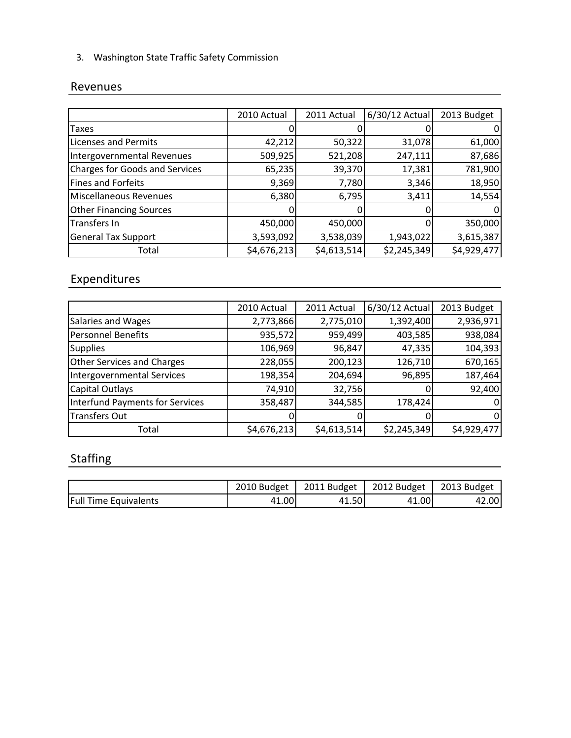3. Washington State Traffic Safety Commission

## Revenues

| | 2010 Actual | 2011 Actual | 6/30/12 Actual | 2013 Budget |
|---|---|---|---|---|
| Taxes | 0 | 0 | 0 | 0 |
| Licenses and Permits | 42,212 | 50,322 | 31,078 | 61,000 |
| Intergovernmental Revenues | 509,925 | 521,208 | 247,111 | 87,686 |
| Charges for Goods and Services | 65,235 | 39,370 | 17,381 | 781,900 |
| Fines and Forfeits | 9,369 | 7,780 | 3,346 | 18,950 |
| Miscellaneous Revenues | 6,380 | 6,795 | 3,411 | 14,554 |
| Other Financing Sources | 0 | 0 | 0 | 0 |
| Transfers In | 450,000 | 450,000 | 0 | 350,000 |
| General Tax Support | 3,593,092 | 3,538,039 | 1,943,022 | 3,615,387 |
| Total | $4,676,213 | $4,613,514 | $2,245,349 | $4,929,477 |

## Expenditures

| | 2010 Actual | 2011 Actual | 6/30/12 Actual | 2013 Budget |
|---|---|---|---|---|
| Salaries and Wages | 2,773,866 | 2,775,010 | 1,392,400 | 2,936,971 |
| Personnel Benefits | 935,572 | 959,499 | 403,585 | 938,084 |
| Supplies | 106,969 | 96,847 | 47,335 | 104,393 |
| Other Services and Charges | 228,055 | 200,123 | 126,710 | 670,165 |
| Intergovernmental Services | 198,354 | 204,694 | 96,895 | 187,464 |
| Capital Outlays | 74,910 | 32,756 | 0 | 92,400 |
| Interfund Payments for Services | 358,487 | 344,585 | 178,424 | 0 |
| Transfers Out | 0 | 0 | 0 | 0 |
| Total | $4,676,213 | $4,613,514 | $2,245,349 | $4,929,477 |

## Staffing

| | 2010 Budget | 2011 Budget | 2012 Budget | 2013 Budget |
|---|---|---|---|---|
| Full Time Equivalents | 41.00 | 41.50 | 41.00 | 42.00 |